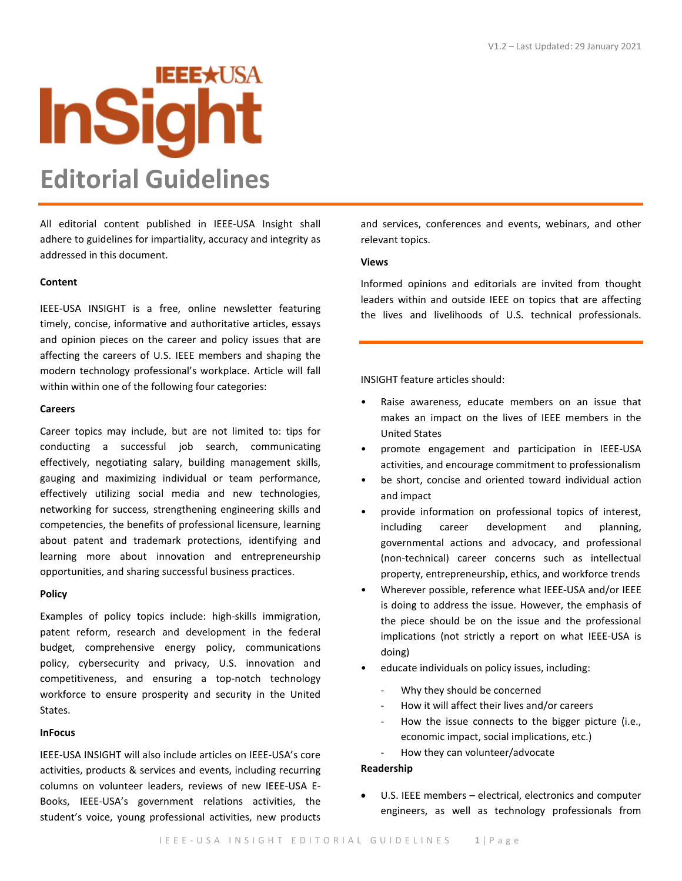V1.2 – Last Updated: 29 January 2021

# IEEE★USA InSight

# Editorial Guidelines

All editorial content published in IEEE-USA Insight shall adhere to guidelines for impartiality, accuracy and integrity as addressed in this document.

**Content**

IEEE-USA INSIGHT is a free, online newsletter featuring timely, concise, informative and authoritative articles, essays and opinion pieces on the career and policy issues that are affecting the careers of U.S. IEEE members and shaping the modern technology professional's workplace. Article will fall within within one of the following four categories:

**Careers**

Career topics may include, but are not limited to: tips for conducting a successful job search, communicating effectively, negotiating salary, building management skills, gauging and maximizing individual or team performance, effectively utilizing social media and new technologies, networking for success, strengthening engineering skills and competencies, the benefits of professional licensure, learning about patent and trademark protections, identifying and learning more about innovation and entrepreneurship opportunities, and sharing successful business practices.

**Policy**

Examples of policy topics include: high-skills immigration, patent reform, research and development in the federal budget, comprehensive energy policy, communications policy, cybersecurity and privacy, U.S. innovation and competitiveness, and ensuring a top-notch technology workforce to ensure prosperity and security in the United States.

**InFocus**

IEEE-USA INSIGHT will also include articles on IEEE-USA's core activities, products & services and events, including recurring columns on volunteer leaders, reviews of new IEEE-USA E-Books, IEEE-USA's government relations activities, the student's voice, young professional activities, new products and services, conferences and events, webinars, and other relevant topics.

**Views**

Informed opinions and editorials are invited from thought leaders within and outside IEEE on topics that are affecting the lives and livelihoods of U.S. technical professionals.

---

INSIGHT feature articles should:

- Raise awareness, educate members on an issue that makes an impact on the lives of IEEE members in the United States
- promote engagement and participation in IEEE-USA activities, and encourage commitment to professionalism
- be short, concise and oriented toward individual action and impact
- provide information on professional topics of interest, including career development and planning, governmental actions and advocacy, and professional (non-technical) career concerns such as intellectual property, entrepreneurship, ethics, and workforce trends
- Wherever possible, reference what IEEE-USA and/or IEEE is doing to address the issue. However, the emphasis of the piece should be on the issue and the professional implications (not strictly a report on what IEEE-USA is doing)
- educate individuals on policy issues, including:
  - Why they should be concerned
  - How it will affect their lives and/or careers
  - How the issue connects to the bigger picture (i.e., economic impact, social implications, etc.)
  - How they can volunteer/advocate

**Readership**

- U.S. IEEE members – electrical, electronics and computer engineers, as well as technology professionals from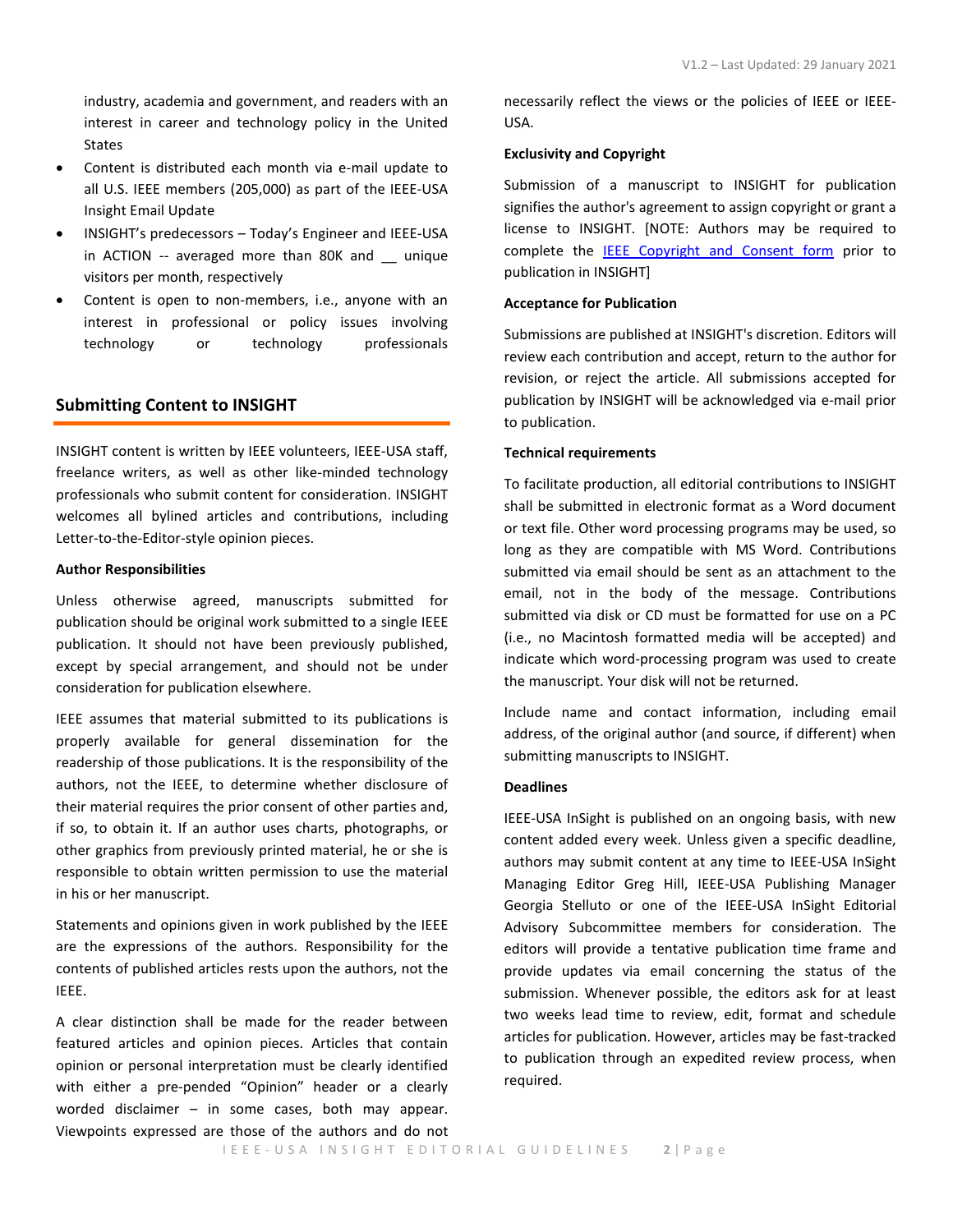industry, academia and government, and readers with an interest in career and technology policy in the United States

- Content is distributed each month via e-mail update to all U.S. IEEE members (205,000) as part of the IEEE-USA Insight Email Update
- INSIGHT's predecessors – Today's Engineer and IEEE-USA in ACTION -- averaged more than 80K and __ unique visitors per month, respectively
- Content is open to non-members, i.e., anyone with an interest in professional or policy issues involving technology or technology professionals

## Submitting Content to INSIGHT

INSIGHT content is written by IEEE volunteers, IEEE-USA staff, freelance writers, as well as other like-minded technology professionals who submit content for consideration. INSIGHT welcomes all bylined articles and contributions, including Letter-to-the-Editor-style opinion pieces.

**Author Responsibilities**

Unless otherwise agreed, manuscripts submitted for publication should be original work submitted to a single IEEE publication. It should not have been previously published, except by special arrangement, and should not be under consideration for publication elsewhere.

IEEE assumes that material submitted to its publications is properly available for general dissemination for the readership of those publications. It is the responsibility of the authors, not the IEEE, to determine whether disclosure of their material requires the prior consent of other parties and, if so, to obtain it. If an author uses charts, photographs, or other graphics from previously printed material, he or she is responsible to obtain written permission to use the material in his or her manuscript.

Statements and opinions given in work published by the IEEE are the expressions of the authors. Responsibility for the contents of published articles rests upon the authors, not the IEEE.

A clear distinction shall be made for the reader between featured articles and opinion pieces. Articles that contain opinion or personal interpretation must be clearly identified with either a pre-pended "Opinion" header or a clearly worded disclaimer – in some cases, both may appear. Viewpoints expressed are those of the authors and do not necessarily reflect the views or the policies of IEEE or IEEE-USA.

**Exclusivity and Copyright**

Submission of a manuscript to INSIGHT for publication signifies the author's agreement to assign copyright or grant a license to INSIGHT. [NOTE: Authors may be required to complete the IEEE Copyright and Consent form prior to publication in INSIGHT]

**Acceptance for Publication**

Submissions are published at INSIGHT's discretion. Editors will review each contribution and accept, return to the author for revision, or reject the article. All submissions accepted for publication by INSIGHT will be acknowledged via e-mail prior to publication.

**Technical requirements**

To facilitate production, all editorial contributions to INSIGHT shall be submitted in electronic format as a Word document or text file. Other word processing programs may be used, so long as they are compatible with MS Word. Contributions submitted via email should be sent as an attachment to the email, not in the body of the message. Contributions submitted via disk or CD must be formatted for use on a PC (i.e., no Macintosh formatted media will be accepted) and indicate which word-processing program was used to create the manuscript. Your disk will not be returned.

Include name and contact information, including email address, of the original author (and source, if different) when submitting manuscripts to INSIGHT.

**Deadlines**

IEEE-USA InSight is published on an ongoing basis, with new content added every week. Unless given a specific deadline, authors may submit content at any time to IEEE-USA InSight Managing Editor Greg Hill, IEEE-USA Publishing Manager Georgia Stelluto or one of the IEEE-USA InSight Editorial Advisory Subcommittee members for consideration. The editors will provide a tentative publication time frame and provide updates via email concerning the status of the submission. Whenever possible, the editors ask for at least two weeks lead time to review, edit, format and schedule articles for publication. However, articles may be fast-tracked to publication through an expedited review process, when required.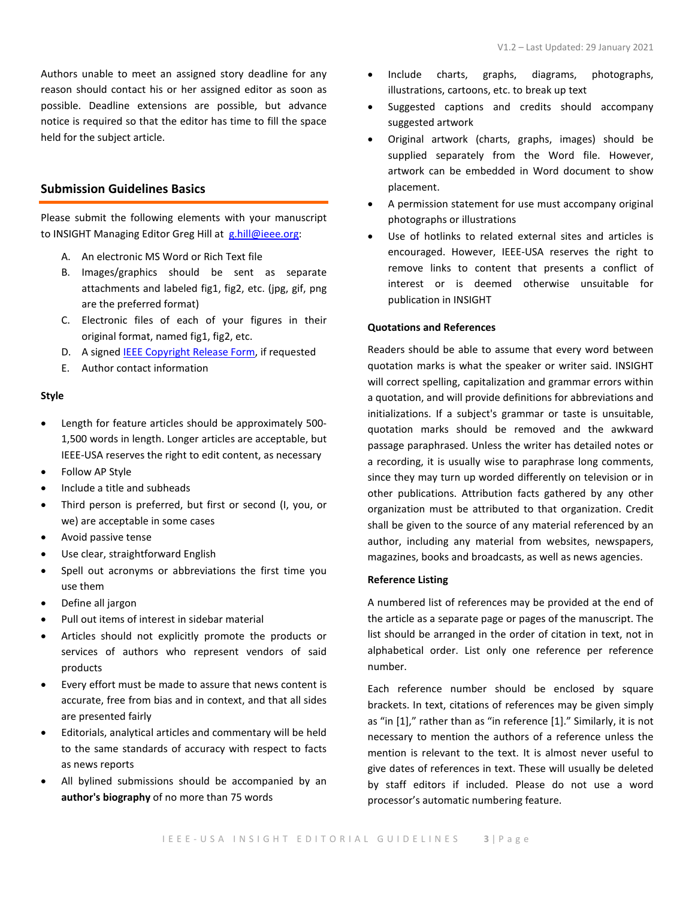Authors unable to meet an assigned story deadline for any reason should contact his or her assigned editor as soon as possible. Deadline extensions are possible, but advance notice is required so that the editor has time to fill the space held for the subject article.

## Submission Guidelines Basics

Please submit the following elements with your manuscript to INSIGHT Managing Editor Greg Hill at g.hill@ieee.org:

A. An electronic MS Word or Rich Text file
B. Images/graphics should be sent as separate attachments and labeled fig1, fig2, etc. (jpg, gif, png are the preferred format)
C. Electronic files of each of your figures in their original format, named fig1, fig2, etc.
D. A signed IEEE Copyright Release Form, if requested
E. Author contact information

### Style

- Length for feature articles should be approximately 500-1,500 words in length. Longer articles are acceptable, but IEEE-USA reserves the right to edit content, as necessary
- Follow AP Style
- Include a title and subheads
- Third person is preferred, but first or second (I, you, or we) are acceptable in some cases
- Avoid passive tense
- Use clear, straightforward English
- Spell out acronyms or abbreviations the first time you use them
- Define all jargon
- Pull out items of interest in sidebar material
- Articles should not explicitly promote the products or services of authors who represent vendors of said products
- Every effort must be made to assure that news content is accurate, free from bias and in context, and that all sides are presented fairly
- Editorials, analytical articles and commentary will be held to the same standards of accuracy with respect to facts as news reports
- All bylined submissions should be accompanied by an **author's biography** of no more than 75 words
- Include charts, graphs, diagrams, photographs, illustrations, cartoons, etc. to break up text
- Suggested captions and credits should accompany suggested artwork
- Original artwork (charts, graphs, images) should be supplied separately from the Word file. However, artwork can be embedded in Word document to show placement.
- A permission statement for use must accompany original photographs or illustrations
- Use of hotlinks to related external sites and articles is encouraged. However, IEEE-USA reserves the right to remove links to content that presents a conflict of interest or is deemed otherwise unsuitable for publication in INSIGHT

### Quotations and References

Readers should be able to assume that every word between quotation marks is what the speaker or writer said. INSIGHT will correct spelling, capitalization and grammar errors within a quotation, and will provide definitions for abbreviations and initializations. If a subject's grammar or taste is unsuitable, quotation marks should be removed and the awkward passage paraphrased. Unless the writer has detailed notes or a recording, it is usually wise to paraphrase long comments, since they may turn up worded differently on television or in other publications. Attribution facts gathered by any other organization must be attributed to that organization. Credit shall be given to the source of any material referenced by an author, including any material from websites, newspapers, magazines, books and broadcasts, as well as news agencies.

### Reference Listing

A numbered list of references may be provided at the end of the article as a separate page or pages of the manuscript. The list should be arranged in the order of citation in text, not in alphabetical order. List only one reference per reference number.

Each reference number should be enclosed by square brackets. In text, citations of references may be given simply as "in [1]," rather than as "in reference [1]." Similarly, it is not necessary to mention the authors of a reference unless the mention is relevant to the text. It is almost never useful to give dates of references in text. These will usually be deleted by staff editors if included. Please do not use a word processor's automatic numbering feature.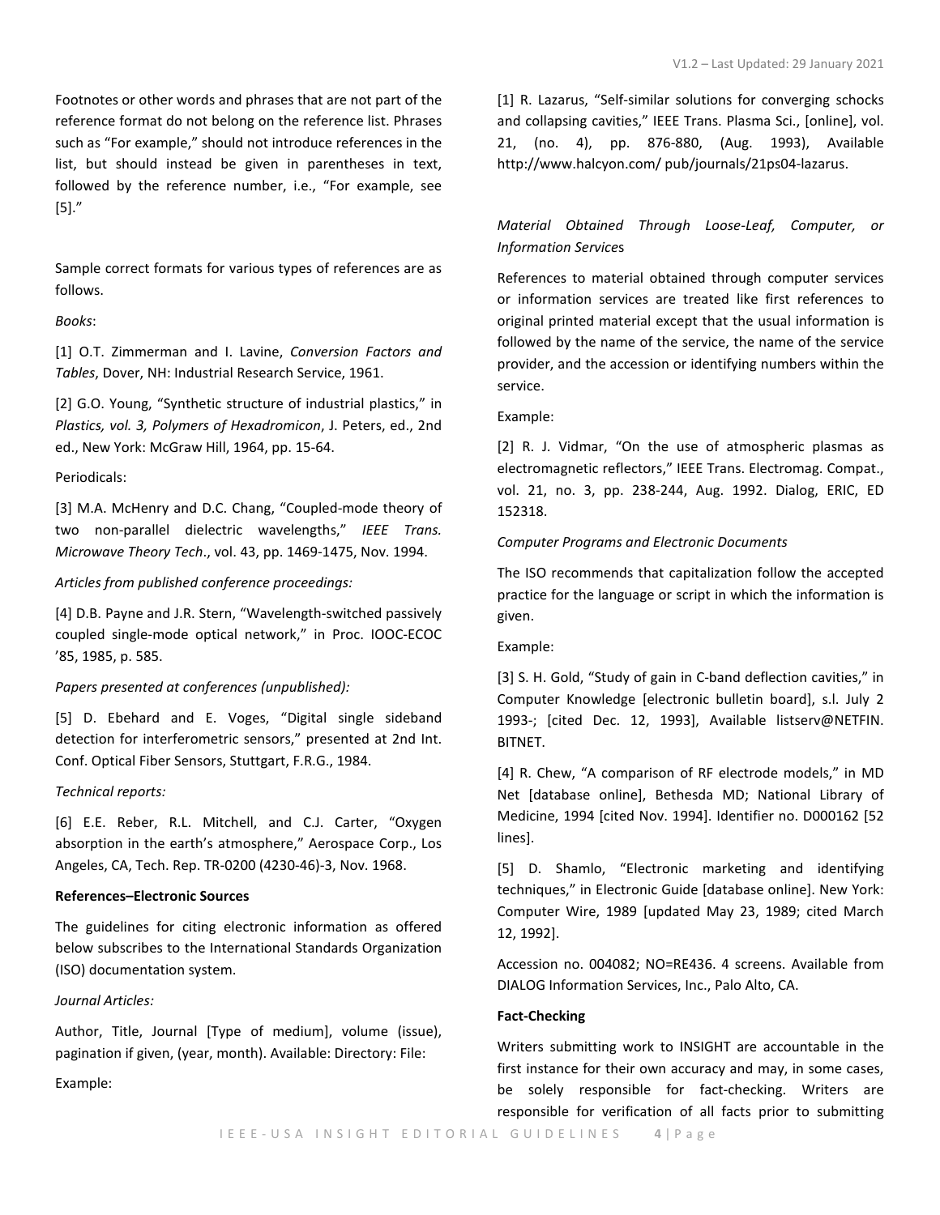Footnotes or other words and phrases that are not part of the reference format do not belong on the reference list. Phrases such as "For example," should not introduce references in the list, but should instead be given in parentheses in text, followed by the reference number, i.e., "For example, see [5]."

Sample correct formats for various types of references are as follows.

*Books*:

[1] O.T. Zimmerman and I. Lavine, *Conversion Factors and Tables*, Dover, NH: Industrial Research Service, 1961.

[2] G.O. Young, "Synthetic structure of industrial plastics," in *Plastics, vol. 3, Polymers of Hexadromicon*, J. Peters, ed., 2nd ed., New York: McGraw Hill, 1964, pp. 15-64.

Periodicals:

[3] M.A. McHenry and D.C. Chang, "Coupled-mode theory of two non-parallel dielectric wavelengths," *IEEE Trans. Microwave Theory Tech*., vol. 43, pp. 1469-1475, Nov. 1994.

*Articles from published conference proceedings:*

[4] D.B. Payne and J.R. Stern, "Wavelength-switched passively coupled single-mode optical network," in Proc. IOOC-ECOC '85, 1985, p. 585.

*Papers presented at conferences (unpublished):*

[5] D. Ebehard and E. Voges, "Digital single sideband detection for interferometric sensors," presented at 2nd Int. Conf. Optical Fiber Sensors, Stuttgart, F.R.G., 1984.

*Technical reports:*

[6] E.E. Reber, R.L. Mitchell, and C.J. Carter, "Oxygen absorption in the earth's atmosphere," Aerospace Corp., Los Angeles, CA, Tech. Rep. TR-0200 (4230-46)-3, Nov. 1968.

**References–Electronic Sources**

The guidelines for citing electronic information as offered below subscribes to the International Standards Organization (ISO) documentation system.

*Journal Articles:*

Author, Title, Journal [Type of medium], volume (issue), pagination if given, (year, month). Available: Directory: File:

Example:

[1] R. Lazarus, "Self-similar solutions for converging schocks and collapsing cavities," IEEE Trans. Plasma Sci., [online], vol. 21, (no. 4), pp. 876-880, (Aug. 1993), Available http://www.halcyon.com/ pub/journals/21ps04-lazarus.

*Material Obtained Through Loose-Leaf, Computer, or Information Services*

References to material obtained through computer services or information services are treated like first references to original printed material except that the usual information is followed by the name of the service, the name of the service provider, and the accession or identifying numbers within the service.

Example:

[2] R. J. Vidmar, "On the use of atmospheric plasmas as electromagnetic reflectors," IEEE Trans. Electromag. Compat., vol. 21, no. 3, pp. 238-244, Aug. 1992. Dialog, ERIC, ED 152318.

*Computer Programs and Electronic Documents*

The ISO recommends that capitalization follow the accepted practice for the language or script in which the information is given.

Example:

[3] S. H. Gold, "Study of gain in C-band deflection cavities," in Computer Knowledge [electronic bulletin board], s.l. July 2 1993-; [cited Dec. 12, 1993], Available listserv@NETFIN. BITNET.

[4] R. Chew, "A comparison of RF electrode models," in MD Net [database online], Bethesda MD; National Library of Medicine, 1994 [cited Nov. 1994]. Identifier no. D000162 [52 lines].

[5] D. Shamlo, "Electronic marketing and identifying techniques," in Electronic Guide [database online]. New York: Computer Wire, 1989 [updated May 23, 1989; cited March 12, 1992].

Accession no. 004082; NO=RE436. 4 screens. Available from DIALOG Information Services, Inc., Palo Alto, CA.

**Fact-Checking**

Writers submitting work to INSIGHT are accountable in the first instance for their own accuracy and may, in some cases, be solely responsible for fact-checking. Writers are responsible for verification of all facts prior to submitting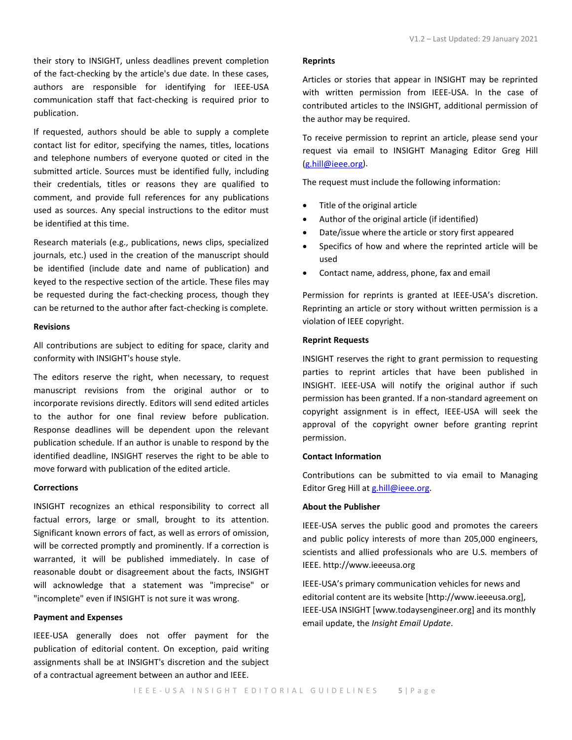their story to INSIGHT, unless deadlines prevent completion of the fact-checking by the article's due date. In these cases, authors are responsible for identifying for IEEE-USA communication staff that fact-checking is required prior to publication.

If requested, authors should be able to supply a complete contact list for editor, specifying the names, titles, locations and telephone numbers of everyone quoted or cited in the submitted article. Sources must be identified fully, including their credentials, titles or reasons they are qualified to comment, and provide full references for any publications used as sources. Any special instructions to the editor must be identified at this time.

Research materials (e.g., publications, news clips, specialized journals, etc.) used in the creation of the manuscript should be identified (include date and name of publication) and keyed to the respective section of the article. These files may be requested during the fact-checking process, though they can be returned to the author after fact-checking is complete.

**Revisions**

All contributions are subject to editing for space, clarity and conformity with INSIGHT's house style.

The editors reserve the right, when necessary, to request manuscript revisions from the original author or to incorporate revisions directly. Editors will send edited articles to the author for one final review before publication. Response deadlines will be dependent upon the relevant publication schedule. If an author is unable to respond by the identified deadline, INSIGHT reserves the right to be able to move forward with publication of the edited article.

**Corrections**

INSIGHT recognizes an ethical responsibility to correct all factual errors, large or small, brought to its attention. Significant known errors of fact, as well as errors of omission, will be corrected promptly and prominently. If a correction is warranted, it will be published immediately. In case of reasonable doubt or disagreement about the facts, INSIGHT will acknowledge that a statement was "imprecise" or "incomplete" even if INSIGHT is not sure it was wrong.

**Payment and Expenses**

IEEE-USA generally does not offer payment for the publication of editorial content. On exception, paid writing assignments shall be at INSIGHT's discretion and the subject of a contractual agreement between an author and IEEE.

**Reprints**

Articles or stories that appear in INSIGHT may be reprinted with written permission from IEEE-USA. In the case of contributed articles to the INSIGHT, additional permission of the author may be required.

To receive permission to reprint an article, please send your request via email to INSIGHT Managing Editor Greg Hill (g.hill@ieee.org).

The request must include the following information:

- Title of the original article
- Author of the original article (if identified)
- Date/issue where the article or story first appeared
- Specifics of how and where the reprinted article will be used
- Contact name, address, phone, fax and email

Permission for reprints is granted at IEEE-USA's discretion. Reprinting an article or story without written permission is a violation of IEEE copyright.

**Reprint Requests**

INSIGHT reserves the right to grant permission to requesting parties to reprint articles that have been published in INSIGHT. IEEE-USA will notify the original author if such permission has been granted. If a non-standard agreement on copyright assignment is in effect, IEEE-USA will seek the approval of the copyright owner before granting reprint permission.

**Contact Information**

Contributions can be submitted to via email to Managing Editor Greg Hill at g.hill@ieee.org.

**About the Publisher**

IEEE-USA serves the public good and promotes the careers and public policy interests of more than 205,000 engineers, scientists and allied professionals who are U.S. members of IEEE. http://www.ieeeusa.org

IEEE-USA's primary communication vehicles for news and editorial content are its website [http://www.ieeeusa.org], IEEE-USA INSIGHT [www.todaysengineer.org] and its monthly email update, the *Insight Email Update*.